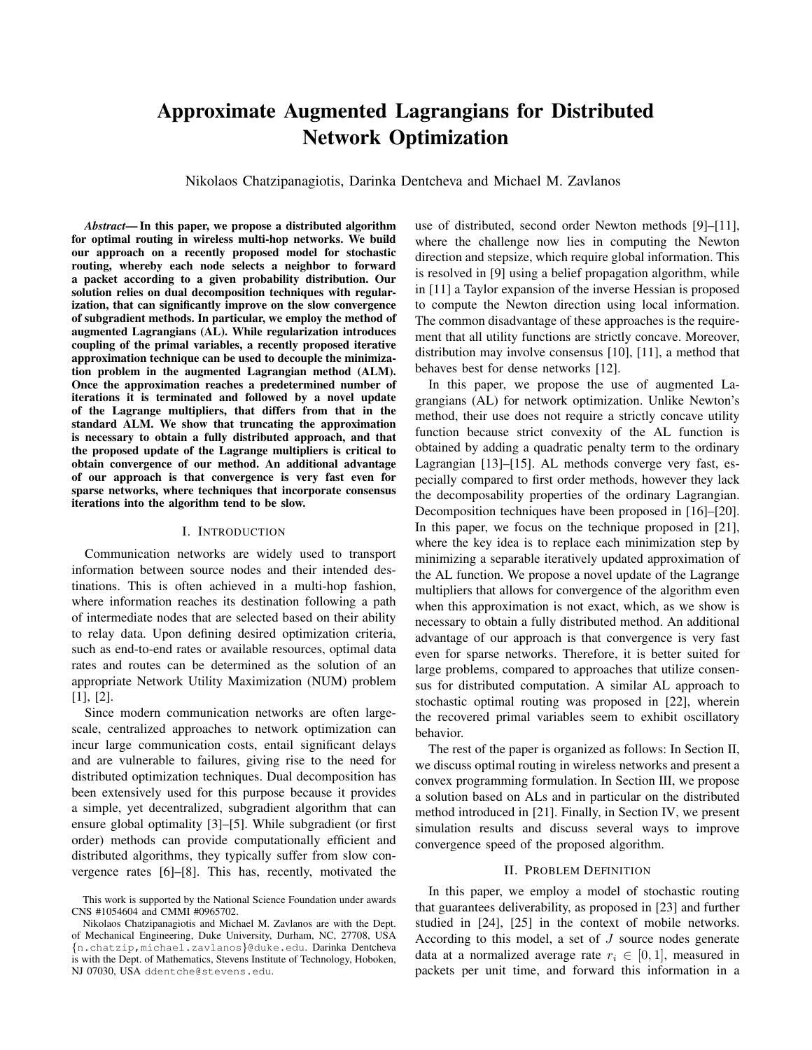# Approximate Augmented Lagrangians for Distributed Network Optimization

Nikolaos Chatzipanagiotis, Darinka Dentcheva and Michael M. Zavlanos

***Abstract*— In this paper, we propose a distributed algorithm for optimal routing in wireless multi-hop networks. We build our approach on a recently proposed model for stochastic routing, whereby each node selects a neighbor to forward a packet according to a given probability distribution. Our solution relies on dual decomposition techniques with regularization, that can significantly improve on the slow convergence of subgradient methods. In particular, we employ the method of augmented Lagrangians (AL). While regularization introduces coupling of the primal variables, a recently proposed iterative approximation technique can be used to decouple the minimization problem in the augmented Lagrangian method (ALM). Once the approximation reaches a predetermined number of iterations it is terminated and followed by a novel update of the Lagrange multipliers, that differs from that in the standard ALM. We show that truncating the approximation is necessary to obtain a fully distributed approach, and that the proposed update of the Lagrange multipliers is critical to obtain convergence of our method. An additional advantage of our approach is that convergence is very fast even for sparse networks, where techniques that incorporate consensus iterations into the algorithm tend to be slow.**

## I. Introduction

Communication networks are widely used to transport information between source nodes and their intended destinations. This is often achieved in a multi-hop fashion, where information reaches its destination following a path of intermediate nodes that are selected based on their ability to relay data. Upon defining desired optimization criteria, such as end-to-end rates or available resources, optimal data rates and routes can be determined as the solution of an appropriate Network Utility Maximization (NUM) problem [1], [2].

Since modern communication networks are often large-scale, centralized approaches to network optimization can incur large communication costs, entail significant delays and are vulnerable to failures, giving rise to the need for distributed optimization techniques. Dual decomposition has been extensively used for this purpose because it provides a simple, yet decentralized, subgradient algorithm that can ensure global optimality [3]–[5]. While subgradient (or first order) methods can provide computationally efficient and distributed algorithms, they typically suffer from slow convergence rates [6]–[8]. This has, recently, motivated the use of distributed, second order Newton methods [9]–[11], where the challenge now lies in computing the Newton direction and stepsize, which require global information. This is resolved in [9] using a belief propagation algorithm, while in [11] a Taylor expansion of the inverse Hessian is proposed to compute the Newton direction using local information. The common disadvantage of these approaches is the requirement that all utility functions are strictly concave. Moreover, distribution may involve consensus [10], [11], a method that behaves best for dense networks [12].

In this paper, we propose the use of augmented Lagrangians (AL) for network optimization. Unlike Newton's method, their use does not require a strictly concave utility function because strict convexity of the AL function is obtained by adding a quadratic penalty term to the ordinary Lagrangian [13]–[15]. AL methods converge very fast, especially compared to first order methods, however they lack the decomposability properties of the ordinary Lagrangian. Decomposition techniques have been proposed in [16]–[20]. In this paper, we focus on the technique proposed in [21], where the key idea is to replace each minimization step by minimizing a separable iteratively updated approximation of the AL function. We propose a novel update of the Lagrange multipliers that allows for convergence of the algorithm even when this approximation is not exact, which, as we show is necessary to obtain a fully distributed method. An additional advantage of our approach is that convergence is very fast even for sparse networks. Therefore, it is better suited for large problems, compared to approaches that utilize consensus for distributed computation. A similar AL approach to stochastic optimal routing was proposed in [22], wherein the recovered primal variables seem to exhibit oscillatory behavior.

The rest of the paper is organized as follows: In Section II, we discuss optimal routing in wireless networks and present a convex programming formulation. In Section III, we propose a solution based on ALs and in particular on the distributed method introduced in [21]. Finally, in Section IV, we present simulation results and discuss several ways to improve convergence speed of the proposed algorithm.

## II. Problem Definition

In this paper, we employ a model of stochastic routing that guarantees deliverability, as proposed in [23] and further studied in [24], [25] in the context of mobile networks. According to this model, a set of $J$ source nodes generate data at a normalized average rate $r_i \in [0, 1]$, measured in packets per unit time, and forward this information in a

This work is supported by the National Science Foundation under awards CNS #1054604 and CMMI #0965702.

Nikolaos Chatzipanagiotis and Michael M. Zavlanos are with the Dept. of Mechanical Engineering, Duke University, Durham, NC, 27708, USA {n.chatzip,michael.zavlanos}@duke.edu. Darinka Dentcheva is with the Dept. of Mathematics, Stevens Institute of Technology, Hoboken, NJ 07030, USA ddentche@stevens.edu.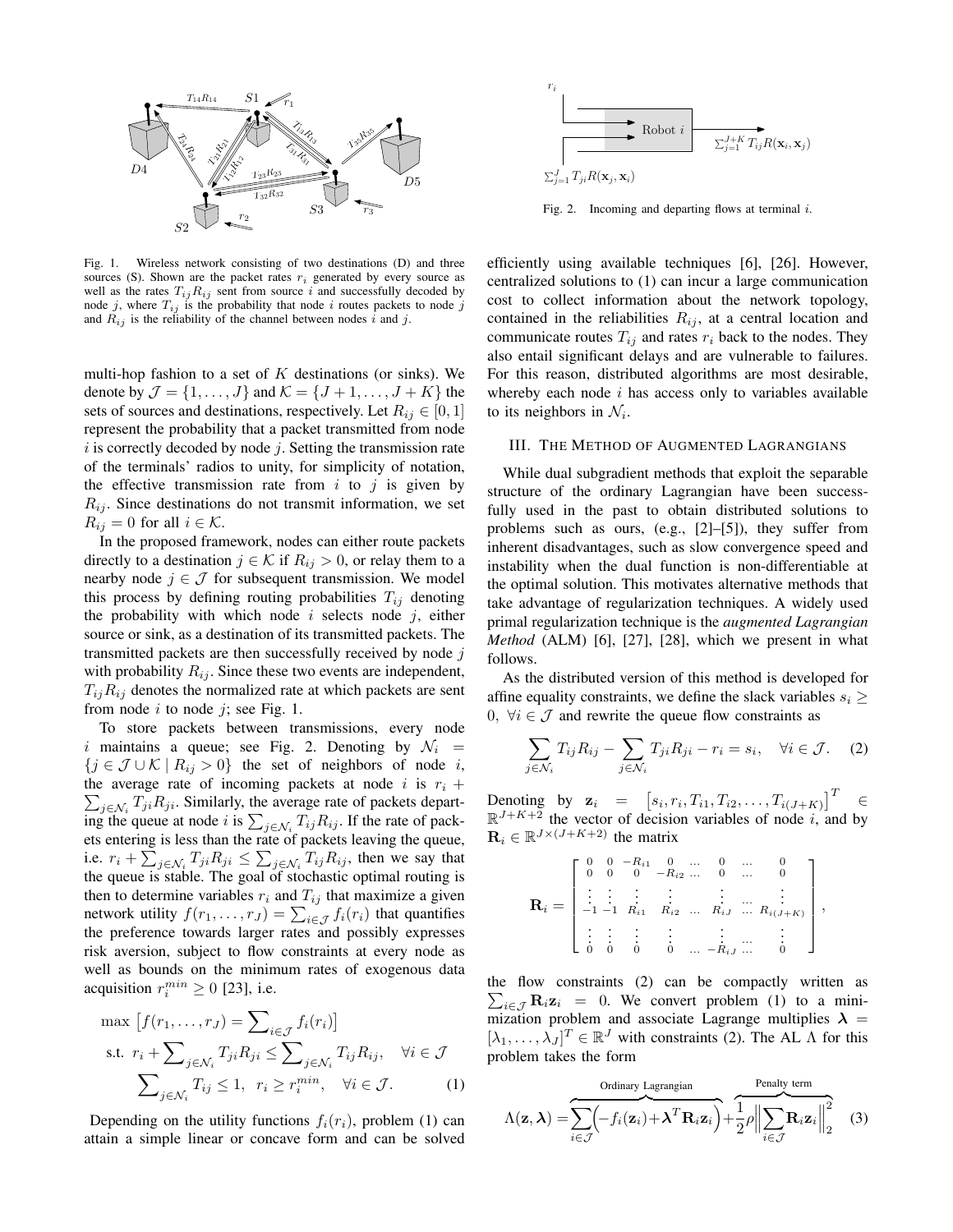Fig. 1. Wireless network consisting of two destinations (D) and three sources (S). Shown are the packet rates $r_i$ generated by every source as well as the rates $T_{ij}R_{ij}$ sent from source $i$ and successfully decoded by node $j$, where $T_{ij}$ is the probability that node $i$ routes packets to node $j$ and $R_{ij}$ is the reliability of the channel between nodes $i$ and $j$.

multi-hop fashion to a set of $K$ destinations (or sinks). We denote by $\mathcal{J} = \{1, \dots, J\}$ and $\mathcal{K} = \{J+1, \dots, J+K\}$ the sets of sources and destinations, respectively. Let $R_{ij} \in [0, 1]$ represent the probability that a packet transmitted from node $i$ is correctly decoded by node $j$. Setting the transmission rate of the terminals' radios to unity, for simplicity of notation, the effective transmission rate from $i$ to $j$ is given by $R_{ij}$. Since destinations do not transmit information, we set $R_{ij} = 0$ for all $i \in \mathcal{K}$.

In the proposed framework, nodes can either route packets directly to a destination $j \in \mathcal{K}$ if $R_{ij} > 0$, or relay them to a nearby node $j \in \mathcal{J}$ for subsequent transmission. We model this process by defining routing probabilities $T_{ij}$ denoting the probability with which node $i$ selects node $j$, either source or sink, as a destination of its transmitted packets. The transmitted packets are then successfully received by node $j$ with probability $R_{ij}$. Since these two events are independent, $T_{ij}R_{ij}$ denotes the normalized rate at which packets are sent from node $i$ to node $j$; see Fig. 1.

To store packets between transmissions, every node $i$ maintains a queue; see Fig. 2. Denoting by $\mathcal{N}_i = \{j \in \mathcal{J} \cup \mathcal{K} \mid R_{ij} > 0\}$ the set of neighbors of node $i$, the average rate of incoming packets at node $i$ is $r_i + \sum_{j \in \mathcal{N}_i} T_{ji}R_{ji}$. Similarly, the average rate of packets departing the queue at node $i$ is $\sum_{j \in \mathcal{N}_i} T_{ij}R_{ij}$. If the rate of packets entering is less than the rate of packets leaving the queue, i.e. $r_i + \sum_{j \in \mathcal{N}_i} T_{ji}R_{ji} \leq \sum_{j \in \mathcal{N}_i} T_{ij}R_{ij}$, then we say that the queue is stable. The goal of stochastic optimal routing is then to determine variables $r_i$ and $T_{ij}$ that maximize a given network utility $f(r_1, \dots, r_J) = \sum_{i \in \mathcal{J}} f_i(r_i)$ that quantifies the preference towards larger rates and possibly expresses risk aversion, subject to flow constraints at every node as well as bounds on the minimum rates of exogenous data acquisition $r_i^{min} \geq 0$ [23], i.e.

$$
\begin{aligned}
\max\ & \left[ f(r_1, \dots, r_J) = \sum\nolimits_{i \in \mathcal{J}} f_i(r_i) \right] \\
\text{s.t.}\ & r_i + \sum\nolimits_{j \in \mathcal{N}_i} T_{ji}R_{ji} \leq \sum\nolimits_{j \in \mathcal{N}_i} T_{ij}R_{ij}, \quad \forall i \in \mathcal{J} \\
& \sum\nolimits_{j \in \mathcal{N}_i} T_{ij} \leq 1, \ \ r_i \geq r_i^{min}, \quad \forall i \in \mathcal{J}. \qquad (1)
\end{aligned}
$$

Depending on the utility functions $f_i(r_i)$, problem (1) can attain a simple linear or concave form and can be solved

Fig. 2. Incoming and departing flows at terminal $i$.

efficiently using available techniques [6], [26]. However, centralized solutions to (1) can incur a large communication cost to collect information about the network topology, contained in the reliabilities $R_{ij}$, at a central location and communicate routes $T_{ij}$ and rates $r_i$ back to the nodes. They also entail significant delays and are vulnerable to failures. For this reason, distributed algorithms are most desirable, whereby each node $i$ has access only to variables available to its neighbors in $\mathcal{N}_i$.

## III. The Method of Augmented Lagrangians

While dual subgradient methods that exploit the separable structure of the ordinary Lagrangian have been successfully used in the past to obtain distributed solutions to problems such as ours, (e.g., [2]–[5]), they suffer from inherent disadvantages, such as slow convergence speed and instability when the dual function is non-differentiable at the optimal solution. This motivates alternative methods that take advantage of regularization techniques. A widely used primal regularization technique is the *augmented Lagrangian Method* (ALM) [6], [27], [28], which we present in what follows.

As the distributed version of this method is developed for affine equality constraints, we define the slack variables $s_i \geq 0,\ \forall i \in \mathcal{J}$ and rewrite the queue flow constraints as

$$
\sum_{j \in \mathcal{N}_i} T_{ij}R_{ij} - \sum_{j \in \mathcal{N}_i} T_{ji}R_{ji} - r_i = s_i, \quad \forall i \in \mathcal{J}. \qquad (2)
$$

Denoting by $\mathbf{z}_i = \left[s_i, r_i, T_{i1}, T_{i2}, \dots, T_{i(J+K)}\right]^T \in \mathbb{R}^{J+K+2}$ the vector of decision variables of node $i$, and by $\mathbf{R}_i \in \mathbb{R}^{J \times (J+K+2)}$ the matrix

$$
\mathbf{R}_i = \begin{bmatrix}
0 & 0 & -R_{i1} & 0 & \dots & 0 & \dots & 0 \\
0 & 0 & 0 & -R_{i2} & \dots & 0 & \dots & 0 \\
\vdots & \vdots & \vdots & \vdots & & \vdots & \dots & \vdots \\
-1 & -1 & R_{i1} & R_{i2} & \dots & R_{iJ} & \dots & R_{i(J+K)} \\
\vdots & \vdots & \vdots & \vdots & & \vdots & \dots & \vdots \\
0 & 0 & 0 & 0 & \dots & -R_{iJ} & \dots & 0
\end{bmatrix},
$$

the flow constraints (2) can be compactly written as $\sum_{i \in \mathcal{J}} \mathbf{R}_i \mathbf{z}_i = 0$. We convert problem (1) to a minimization problem and associate Lagrange multiplies $\boldsymbol{\lambda} = [\lambda_1, \dots, \lambda_J]^T \in \mathbb{R}^J$ with constraints (2). The AL $\Lambda$ for this problem takes the form

$$
\Lambda(\mathbf{z}, \boldsymbol{\lambda}) = \overbrace{\sum_{i \in \mathcal{J}} \Big( -f_i(\mathbf{z}_i) + \boldsymbol{\lambda}^T \mathbf{R}_i \mathbf{z}_i \Big)}^{\text{Ordinary Lagrangian}} + \overbrace{\frac{1}{2}\rho \Big\| \sum_{i \in \mathcal{J}} \mathbf{R}_i \mathbf{z}_i \Big\|_2^2}^{\text{Penalty term}} \qquad (3)
$$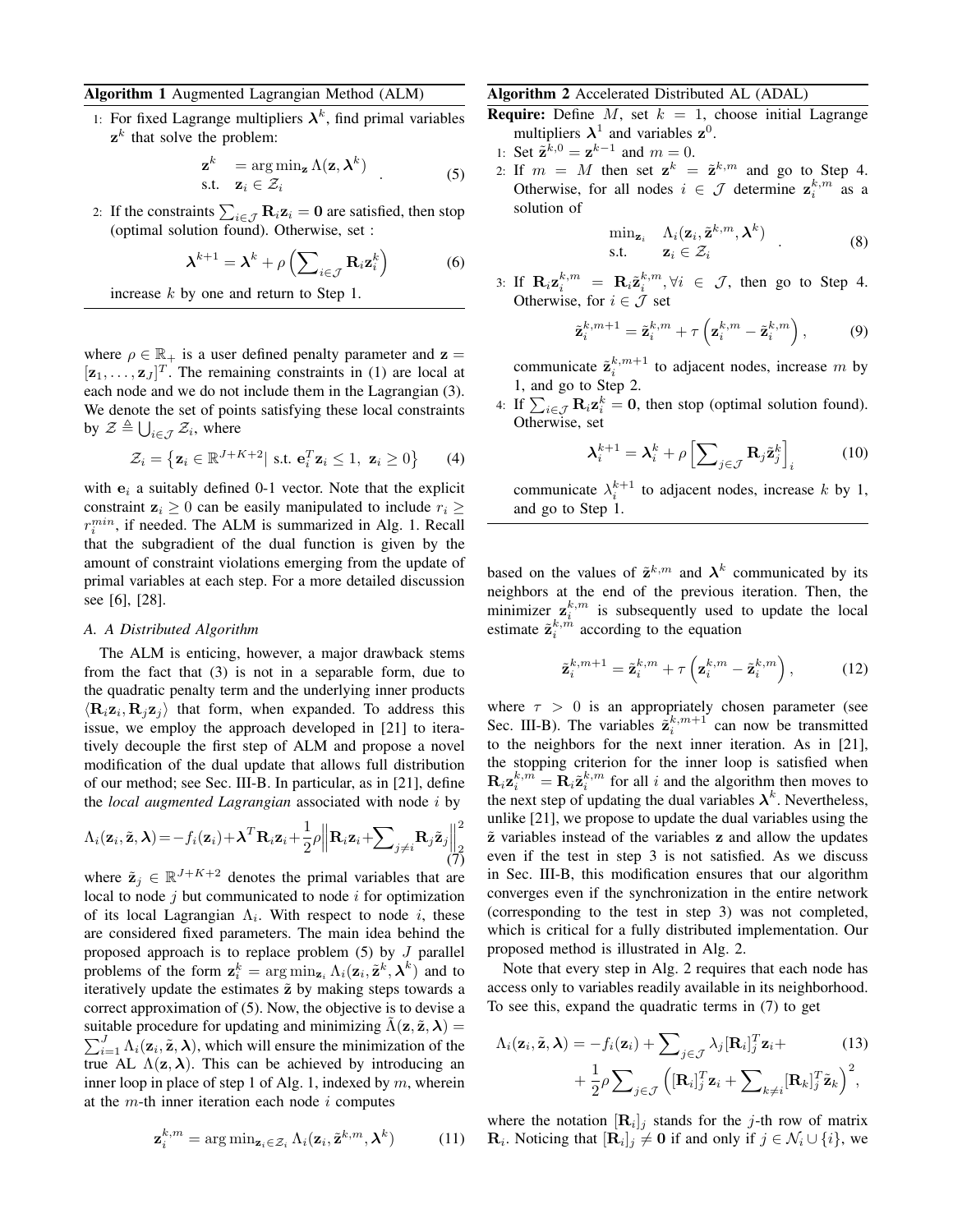**Algorithm 1** Augmented Lagrangian Method (ALM)

1: For fixed Lagrange multipliers $\boldsymbol{\lambda}^k$, find primal variables $\mathbf{z}^k$ that solve the problem:
$$\begin{array}{ll} \mathbf{z}^k & = \arg\min_{\mathbf{z}} \Lambda(\mathbf{z}, \boldsymbol{\lambda}^k) \\ \text{s.t.} & \mathbf{z}_i \in \mathcal{Z}_i \end{array} . \tag{5}$$
2: If the constraints $\sum_{i\in\mathcal{J}} \mathbf{R}_i \mathbf{z}_i = \mathbf{0}$ are satisfied, then stop (optimal solution found). Otherwise, set :
$$\boldsymbol{\lambda}^{k+1} = \boldsymbol{\lambda}^k + \rho\left(\sum_{i\in\mathcal{J}} \mathbf{R}_i \mathbf{z}_i^k\right) \tag{6}$$
increase $k$ by one and return to Step 1.

where $\rho \in \mathbb{R}_+$ is a user defined penalty parameter and $\mathbf{z} = [\mathbf{z}_1, \dots, \mathbf{z}_J]^T$. The remaining constraints in (1) are local at each node and we do not include them in the Lagrangian (3). We denote the set of points satisfying these local constraints by $\mathcal{Z} \triangleq \bigcup_{i\in\mathcal{J}} \mathcal{Z}_i$, where
$$\mathcal{Z}_i = \left\{\mathbf{z}_i \in \mathbb{R}^{J+K+2} | \text{ s.t. } \mathbf{e}_i^T \mathbf{z}_i \leq 1, \ \mathbf{z}_i \geq 0\right\} \tag{4}$$
with $\mathbf{e}_i$ a suitably defined 0-1 vector. Note that the explicit constraint $\mathbf{z}_i \geq 0$ can be easily manipulated to include $r_i \geq r_i^{min}$, if needed. The ALM is summarized in Alg. 1. Recall that the subgradient of the dual function is given by the amount of constraint violations emerging from the update of primal variables at each step. For a more detailed discussion see [6], [28].

### A. A Distributed Algorithm

The ALM is enticing, however, a major drawback stems from the fact that (3) is not in a separable form, due to the quadratic penalty term and the underlying inner products $\langle \mathbf{R}_i \mathbf{z}_i, \mathbf{R}_j \mathbf{z}_j \rangle$ that form, when expanded. To address this issue, we employ the approach developed in [21] to iteratively decouple the first step of ALM and propose a novel modification of the dual update that allows full distribution of our method; see Sec. III-B. In particular, as in [21], define the *local augmented Lagrangian* associated with node $i$ by
$$\Lambda_i(\mathbf{z}_i, \tilde{\mathbf{z}}, \boldsymbol{\lambda}) = -f_i(\mathbf{z}_i) + \boldsymbol{\lambda}^T \mathbf{R}_i \mathbf{z}_i + \frac{1}{2}\rho\left\|\mathbf{R}_i \mathbf{z}_i + \sum\nolimits_{j\neq i} \mathbf{R}_j \tilde{\mathbf{z}}_j\right\|_2^2 \tag{7}$$
where $\tilde{\mathbf{z}}_j \in \mathbb{R}^{J+K+2}$ denotes the primal variables that are local to node $j$ but communicated to node $i$ for optimization of its local Lagrangian $\Lambda_i$. With respect to node $i$, these are considered fixed parameters. The main idea behind the proposed approach is to replace problem (5) by $J$ parallel problems of the form $\mathbf{z}_i^k = \arg\min_{\mathbf{z}_i} \Lambda_i(\mathbf{z}_i, \tilde{\mathbf{z}}^k, \boldsymbol{\lambda}^k)$ and to iteratively update the estimates $\tilde{\mathbf{z}}$ by making steps towards a correct approximation of (5). Now, the objective is to devise a suitable procedure for updating and minimizing $\tilde{\Lambda}(\mathbf{z}, \tilde{\mathbf{z}}, \boldsymbol{\lambda}) = \sum_{i=1}^J \Lambda_i(\mathbf{z}_i, \tilde{\mathbf{z}}, \boldsymbol{\lambda})$, which will ensure the minimization of the true AL $\Lambda(\mathbf{z}, \boldsymbol{\lambda})$. This can be achieved by introducing an inner loop in place of step 1 of Alg. 1, indexed by $m$, wherein at the $m$-th inner iteration each node $i$ computes
$$\mathbf{z}_i^{k,m} = \arg\min\nolimits_{\mathbf{z}_i \in \mathcal{Z}_i} \Lambda_i(\mathbf{z}_i, \tilde{\mathbf{z}}^{k,m}, \boldsymbol{\lambda}^k) \tag{11}$$

**Algorithm 2** Accelerated Distributed AL (ADAL)

**Require:** Define $M$, set $k = 1$, choose initial Lagrange multipliers $\boldsymbol{\lambda}^1$ and variables $\mathbf{z}^0$.

1: Set $\tilde{\mathbf{z}}^{k,0} = \mathbf{z}^{k-1}$ and $m = 0$.
2: If $m = M$ then set $\mathbf{z}^k = \tilde{\mathbf{z}}^{k,m}$ and go to Step 4. Otherwise, for all nodes $i \in \mathcal{J}$ determine $\mathbf{z}_i^{k,m}$ as a solution of
$$\begin{array}{ll} \min_{\mathbf{z}_i} & \Lambda_i(\mathbf{z}_i, \tilde{\mathbf{z}}^{k,m}, \boldsymbol{\lambda}^k) \\ \text{s.t.} & \mathbf{z}_i \in \mathcal{Z}_i \end{array} . \tag{8}$$
3: If $\mathbf{R}_i \mathbf{z}_i^{k,m} = \mathbf{R}_i \tilde{\mathbf{z}}_i^{k,m}, \forall i \in \mathcal{J}$, then go to Step 4. Otherwise, for $i \in \mathcal{J}$ set
$$\tilde{\mathbf{z}}_i^{k,m+1} = \tilde{\mathbf{z}}_i^{k,m} + \tau\left(\mathbf{z}_i^{k,m} - \tilde{\mathbf{z}}_i^{k,m}\right), \tag{9}$$
communicate $\tilde{\mathbf{z}}_i^{k,m+1}$ to adjacent nodes, increase $m$ by 1, and go to Step 2.
4: If $\sum_{i\in\mathcal{J}} \mathbf{R}_i \mathbf{z}_i^k = \mathbf{0}$, then stop (optimal solution found). Otherwise, set
$$\boldsymbol{\lambda}_i^{k+1} = \boldsymbol{\lambda}_i^k + \rho\left[\sum\nolimits_{j\in\mathcal{J}} \mathbf{R}_j \tilde{\mathbf{z}}_j^k\right]_i \tag{10}$$
communicate $\lambda_i^{k+1}$ to adjacent nodes, increase $k$ by 1, and go to Step 1.

based on the values of $\tilde{\mathbf{z}}^{k,m}$ and $\boldsymbol{\lambda}^k$ communicated by its neighbors at the end of the previous iteration. Then, the minimizer $\mathbf{z}_i^{k,m}$ is subsequently used to update the local estimate $\tilde{\mathbf{z}}_i^{k,m}$ according to the equation
$$\tilde{\mathbf{z}}_i^{k,m+1} = \tilde{\mathbf{z}}_i^{k,m} + \tau\left(\mathbf{z}_i^{k,m} - \tilde{\mathbf{z}}_i^{k,m}\right), \tag{12}$$
where $\tau > 0$ is an appropriately chosen parameter (see Sec. III-B). The variables $\tilde{\mathbf{z}}_i^{k,m+1}$ can now be transmitted to the neighbors for the next inner iteration. As in [21], the stopping criterion for the inner loop is satisfied when $\mathbf{R}_i \mathbf{z}_i^{k,m} = \mathbf{R}_i \tilde{\mathbf{z}}_i^{k,m}$ for all $i$ and the algorithm then moves to the next step of updating the dual variables $\boldsymbol{\lambda}^k$. Nevertheless, unlike [21], we propose to update the dual variables using the $\tilde{\mathbf{z}}$ variables instead of the variables $\mathbf{z}$ and allow the updates even if the test in step 3 is not satisfied. As we discuss in Sec. III-B, this modification ensures that our algorithm converges even if the synchronization in the entire network (corresponding to the test in step 3) was not completed, which is critical for a fully distributed implementation. Our proposed method is illustrated in Alg. 2.

Note that every step in Alg. 2 requires that each node has access only to variables readily available in its neighborhood. To see this, expand the quadratic terms in (7) to get
$$\Lambda_i(\mathbf{z}_i, \tilde{\mathbf{z}}, \boldsymbol{\lambda}) = -f_i(\mathbf{z}_i) + \sum\nolimits_{j\in\mathcal{J}} \lambda_j [\mathbf{R}_i]_j^T \mathbf{z}_i + \frac{1}{2}\rho \sum\nolimits_{j\in\mathcal{J}} \left([\mathbf{R}_i]_j^T \mathbf{z}_i + \sum\nolimits_{k\neq i} [\mathbf{R}_k]_j^T \tilde{\mathbf{z}}_k\right)^2, \tag{13}$$
where the notation $[\mathbf{R}_i]_j$ stands for the $j$-th row of matrix $\mathbf{R}_i$. Noticing that $[\mathbf{R}_i]_j \neq \mathbf{0}$ if and only if $j \in \mathcal{N}_i \cup \{i\}$, we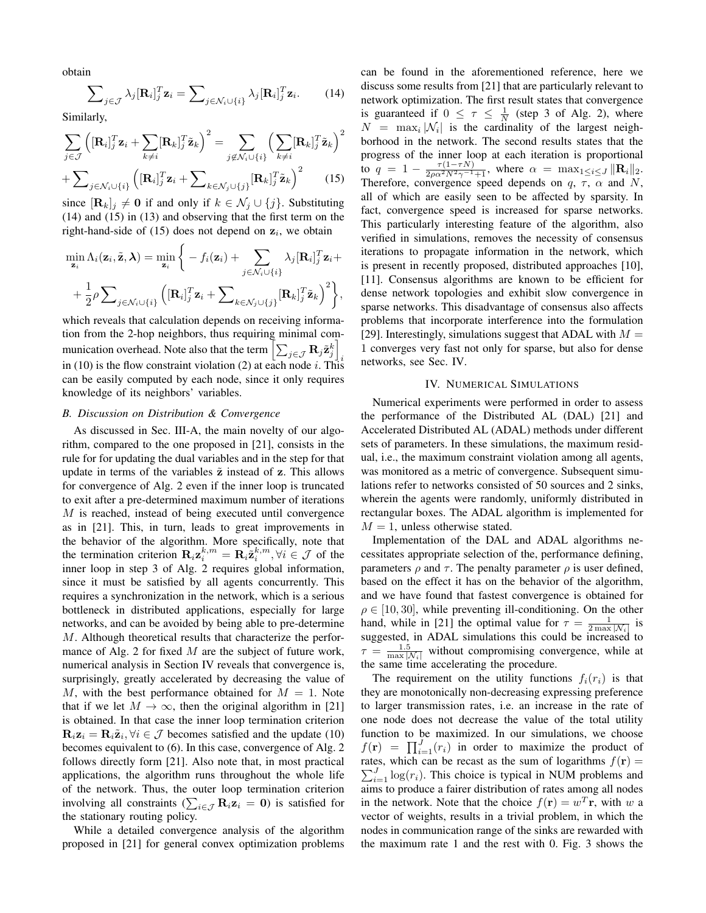obtain

$$\sum\nolimits_{j\in\mathcal{J}} \lambda_j [\mathbf{R}_i]_j^T \mathbf{z}_i = \sum\nolimits_{j\in\mathcal{N}_i\cup\{i\}} \lambda_j [\mathbf{R}_i]_j^T \mathbf{z}_i. \qquad (14)$$

Similarly,

$$\sum_{j\in\mathcal{J}} \Big( [\mathbf{R}_i]_j^T \mathbf{z}_i + \sum_{k\neq i} [\mathbf{R}_k]_j^T \tilde{\mathbf{z}}_k \Big)^2 = \sum_{j\notin\mathcal{N}_i\cup\{i\}} \Big( \sum_{k\neq i} [\mathbf{R}_k]_j^T \tilde{\mathbf{z}}_k \Big)^2$$
$$+ \sum\nolimits_{j\in\mathcal{N}_i\cup\{i\}} \Big( [\mathbf{R}_i]_j^T \mathbf{z}_i + \sum\nolimits_{k\in\mathcal{N}_j\cup\{j\}} [\mathbf{R}_k]_j^T \tilde{\mathbf{z}}_k \Big)^2 \qquad (15)$$

since $[\mathbf{R}_k]_j \neq \mathbf{0}$ if and only if $k \in \mathcal{N}_j \cup \{j\}$. Substituting (14) and (15) in (13) and observing that the first term on the right-hand-side of (15) does not depend on $\mathbf{z}_i$, we obtain

$$\min_{\mathbf{z}_i} \Lambda_i(\mathbf{z}_i, \tilde{\mathbf{z}}, \boldsymbol{\lambda}) = \min_{\mathbf{z}_i} \bigg\{ - f_i(\mathbf{z}_i) + \sum_{j\in\mathcal{N}_i\cup\{i\}} \lambda_j [\mathbf{R}_i]_j^T \mathbf{z}_i +$$
$$+ \frac{1}{2}\rho \sum\nolimits_{j\in\mathcal{N}_i\cup\{i\}} \Big( [\mathbf{R}_i]_j^T \mathbf{z}_i + \sum\nolimits_{k\in\mathcal{N}_j\cup\{j\}} [\mathbf{R}_k]_j^T \tilde{\mathbf{z}}_k \Big)^2 \bigg\},$$

which reveals that calculation depends on receiving information from the 2-hop neighbors, thus requiring minimal communication overhead. Note also that the term $\Big[\sum_{j\in\mathcal{J}} \mathbf{R}_j \tilde{\mathbf{z}}_j^k\Big]_i$ in (10) is the flow constraint violation (2) at each node $i$. This can be easily computed by each node, since it only requires knowledge of its neighbors' variables.

### B. Discussion on Distribution & Convergence

As discussed in Sec. III-A, the main novelty of our algorithm, compared to the one proposed in [21], consists in the rule for for updating the dual variables and in the step for that update in terms of the variables $\tilde{\mathbf{z}}$ instead of $\mathbf{z}$. This allows for convergence of Alg. 2 even if the inner loop is truncated to exit after a pre-determined maximum number of iterations $M$ is reached, instead of being executed until convergence as in [21]. This, in turn, leads to great improvements in the behavior of the algorithm. More specifically, note that the termination criterion $\mathbf{R}_i \mathbf{z}_i^{k,m} = \mathbf{R}_i \tilde{\mathbf{z}}_i^{k,m}, \forall i \in \mathcal{J}$ of the inner loop in step 3 of Alg. 2 requires global information, since it must be satisfied by all agents concurrently. This requires a synchronization in the network, which is a serious bottleneck in distributed applications, especially for large networks, and can be avoided by being able to pre-determine $M$. Although theoretical results that characterize the performance of Alg. 2 for fixed $M$ are the subject of future work, numerical analysis in Section IV reveals that convergence is, surprisingly, greatly accelerated by decreasing the value of $M$, with the best performance obtained for $M = 1$. Note that if we let $M \to \infty$, then the original algorithm in [21] is obtained. In that case the inner loop termination criterion $\mathbf{R}_i \mathbf{z}_i = \mathbf{R}_i \tilde{\mathbf{z}}_i, \forall i \in \mathcal{J}$ becomes satisfied and the update (10) becomes equivalent to (6). In this case, convergence of Alg. 2 follows directly form [21]. Also note that, in most practical applications, the algorithm runs throughout the whole life of the network. Thus, the outer loop termination criterion involving all constraints ($\sum_{i\in\mathcal{J}} \mathbf{R}_i \mathbf{z}_i = \mathbf{0}$) is satisfied for the stationary routing policy.

While a detailed convergence analysis of the algorithm proposed in [21] for general convex optimization problems can be found in the aforementioned reference, here we discuss some results from [21] that are particularly relevant to network optimization. The first result states that convergence is guaranteed if $0 \leq \tau \leq \frac{1}{N}$ (step 3 of Alg. 2), where $N = \max_i |\mathcal{N}_i|$ is the cardinality of the largest neighborhood in the network. The second results states that the progress of the inner loop at each iteration is proportional to $q = 1 - \frac{\tau(1-\tau N)}{2\rho\alpha^2 N^2 \gamma^{-1} + 1}$, where $\alpha = \max_{1\leq i \leq J} \|\mathbf{R}_i\|_2$. Therefore, convergence speed depends on $q$, $\tau$, $\alpha$ and $N$, all of which are easily seen to be affected by sparsity. In fact, convergence speed is increased for sparse networks. This particularly interesting feature of the algorithm, also verified in simulations, removes the necessity of consensus iterations to propagate information in the network, which is present in recently proposed, distributed approaches [10], [11]. Consensus algorithms are known to be efficient for dense network topologies and exhibit slow convergence in sparse networks. This disadvantage of consensus also affects problems that incorporate interference into the formulation [29]. Interestingly, simulations suggest that ADAL with $M = 1$ converges very fast not only for sparse, but also for dense networks, see Sec. IV.

## IV. Numerical Simulations

Numerical experiments were performed in order to assess the performance of the Distributed AL (DAL) [21] and Accelerated Distributed AL (ADAL) methods under different sets of parameters. In these simulations, the maximum residual, i.e., the maximum constraint violation among all agents, was monitored as a metric of convergence. Subsequent simulations refer to networks consisted of 50 sources and 2 sinks, wherein the agents were randomly, uniformly distributed in rectangular boxes. The ADAL algorithm is implemented for $M = 1$, unless otherwise stated.

Implementation of the DAL and ADAL algorithms necessitates appropriate selection of the, performance defining, parameters $\rho$ and $\tau$. The penalty parameter $\rho$ is user defined, based on the effect it has on the behavior of the algorithm, and we have found that fastest convergence is obtained for $\rho \in [10, 30]$, while preventing ill-conditioning. On the other hand, while in [21] the optimal value for $\tau = \frac{1}{2\max|\mathcal{N}_i|}$ is suggested, in ADAL simulations this could be increased to $\tau = \frac{1.5}{\max|\mathcal{N}_i|}$ without compromising convergence, while at the same time accelerating the procedure.

The requirement on the utility functions $f_i(r_i)$ is that they are monotonically non-decreasing expressing preference to larger transmission rates, i.e. an increase in the rate of one node does not decrease the value of the total utility function to be maximized. In our simulations, we choose $f(\mathbf{r}) = \prod_{i=1}^{J}(r_i)$ in order to maximize the product of rates, which can be recast as the sum of logarithms $f(\mathbf{r}) = \sum_{i=1}^{J} \log(r_i)$. This choice is typical in NUM problems and aims to produce a fairer distribution of rates among all nodes in the network. Note that the choice $f(\mathbf{r}) = w^T \mathbf{r}$, with $w$ a vector of weights, results in a trivial problem, in which the nodes in communication range of the sinks are rewarded with the maximum rate 1 and the rest with 0. Fig. 3 shows the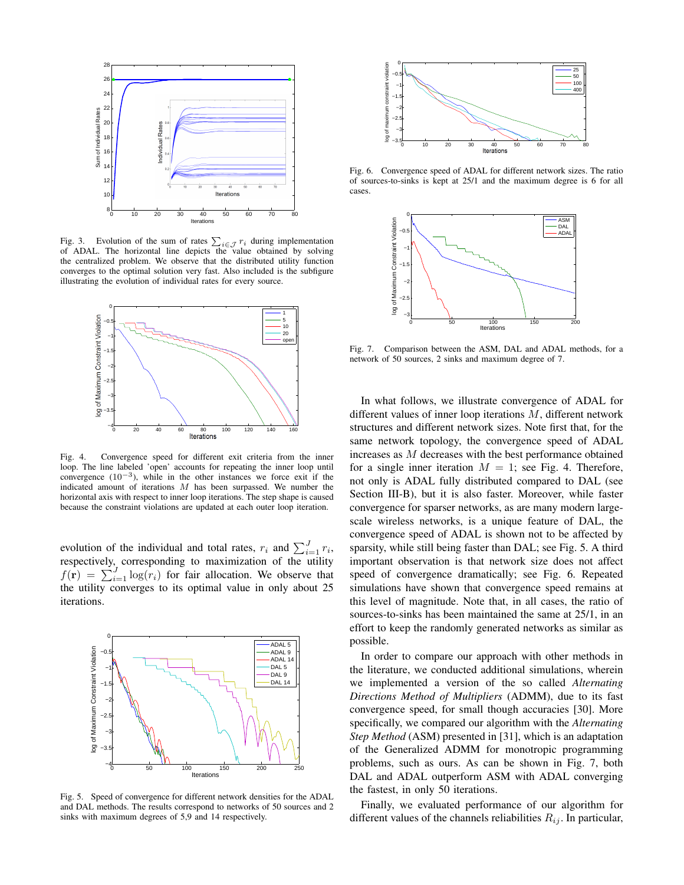Fig. 3. Evolution of the sum of rates $\sum_{i\in\mathcal{J}} r_i$ during implementation of ADAL. The horizontal line depicts the value obtained by solving the centralized problem. We observe that the distributed utility function converges to the optimal solution very fast. Also included is the subfigure illustrating the evolution of individual rates for every source.

Fig. 4. Convergence speed for different exit criteria from the inner loop. The line labeled 'open' accounts for repeating the inner loop until convergence ($10^{-3}$), while in the other instances we force exit if the indicated amount of iterations $M$ has been surpassed. We number the horizontal axis with respect to inner loop iterations. The step shape is caused because the constraint violations are updated at each outer loop iteration.

evolution of the individual and total rates, $r_i$ and $\sum_{i=1}^{J} r_i$, respectively, corresponding to maximization of the utility $f(\mathbf{r}) = \sum_{i=1}^{J} \log(r_i)$ for fair allocation. We observe that the utility converges to its optimal value in only about 25 iterations.

Fig. 5. Speed of convergence for different network densities for the ADAL and DAL methods. The results correspond to networks of 50 sources and 2 sinks with maximum degrees of 5,9 and 14 respectively.

Fig. 6. Convergence speed of ADAL for different network sizes. The ratio of sources-to-sinks is kept at 25/1 and the maximum degree is 6 for all cases.

Fig. 7. Comparison between the ASM, DAL and ADAL methods, for a network of 50 sources, 2 sinks and maximum degree of 7.

In what follows, we illustrate convergence of ADAL for different values of inner loop iterations $M$, different network structures and different network sizes. Note first that, for the same network topology, the convergence speed of ADAL increases as $M$ decreases with the best performance obtained for a single inner iteration $M = 1$; see Fig. 4. Therefore, not only is ADAL fully distributed compared to DAL (see Section III-B), but it is also faster. Moreover, while faster convergence for sparser networks, as are many modern large-scale wireless networks, is a unique feature of DAL, the convergence speed of ADAL is shown not to be affected by sparsity, while still being faster than DAL; see Fig. 5. A third important observation is that network size does not affect speed of convergence dramatically; see Fig. 6. Repeated simulations have shown that convergence speed remains at this level of magnitude. Note that, in all cases, the ratio of sources-to-sinks has been maintained the same at 25/1, in an effort to keep the randomly generated networks as similar as possible.

In order to compare our approach with other methods in the literature, we conducted additional simulations, wherein we implemented a version of the so called *Alternating Directions Method of Multipliers* (ADMM), due to its fast convergence speed, for small though accuracies [30]. More specifically, we compared our algorithm with the *Alternating Step Method* (ASM) presented in [31], which is an adaptation of the Generalized ADMM for monotropic programming problems, such as ours. As can be shown in Fig. 7, both DAL and ADAL outperform ASM with ADAL converging the fastest, in only 50 iterations.

Finally, we evaluated performance of our algorithm for different values of the channels reliabilities $R_{ij}$. In particular,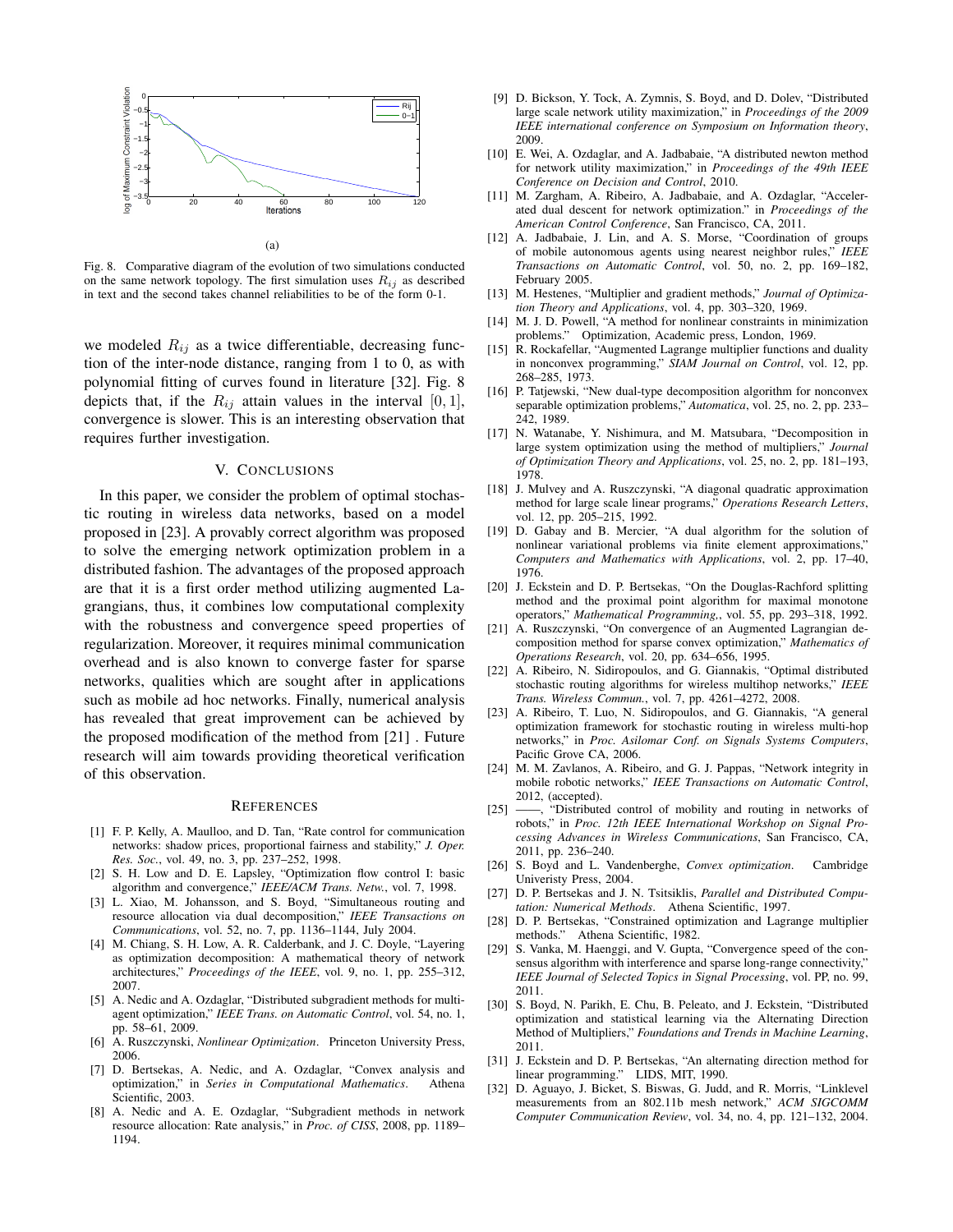log of Maximum Constraint Violation

0
−0.5
−1
−1.5
−2
−2.5
−3
−3.5

0 20 40 60 80 100 120

Iterations

Rij
0−1

(a)

Fig. 8. Comparative diagram of the evolution of two simulations conducted on the same network topology. The first simulation uses $R_{ij}$ as described in text and the second takes channel reliabilities to be of the form 0-1.

we modeled $R_{ij}$ as a twice differentiable, decreasing function of the inter-node distance, ranging from 1 to 0, as with polynomial fitting of curves found in literature [32]. Fig. 8 depicts that, if the $R_{ij}$ attain values in the interval $[0, 1]$, convergence is slower. This is an interesting observation that requires further investigation.

## V. Conclusions

In this paper, we consider the problem of optimal stochastic routing in wireless data networks, based on a model proposed in [23]. A provably correct algorithm was proposed to solve the emerging network optimization problem in a distributed fashion. The advantages of the proposed approach are that it is a first order method utilizing augmented Lagrangians, thus, it combines low computational complexity with the robustness and convergence speed properties of regularization. Moreover, it requires minimal communication overhead and is also known to converge faster for sparse networks, qualities which are sought after in applications such as mobile ad hoc networks. Finally, numerical analysis has revealed that great improvement can be achieved by the proposed modification of the method from [21] . Future research will aim towards providing theoretical verification of this observation.

## References

[1] F. P. Kelly, A. Maulloo, and D. Tan, "Rate control for communication networks: shadow prices, proportional fairness and stability," *J. Oper. Res. Soc.*, vol. 49, no. 3, pp. 237–252, 1998.

[2] S. H. Low and D. E. Lapsley, "Optimization flow control I: basic algorithm and convergence," *IEEE/ACM Trans. Netw.*, vol. 7, 1998.

[3] L. Xiao, M. Johansson, and S. Boyd, "Simultaneous routing and resource allocation via dual decomposition," *IEEE Transactions on Communications*, vol. 52, no. 7, pp. 1136–1144, July 2004.

[4] M. Chiang, S. H. Low, A. R. Calderbank, and J. C. Doyle, "Layering as optimization decomposition: A mathematical theory of network architectures," *Proceedings of the IEEE*, vol. 9, no. 1, pp. 255–312, 2007.

[5] A. Nedic and A. Ozdaglar, "Distributed subgradient methods for multi-agent optimization," *IEEE Trans. on Automatic Control*, vol. 54, no. 1, pp. 58–61, 2009.

[6] A. Ruszczynski, *Nonlinear Optimization*. Princeton University Press, 2006.

[7] D. Bertsekas, A. Nedic, and A. Ozdaglar, "Convex analysis and optimization," in *Series in Computational Mathematics*. Athena Scientific, 2003.

[8] A. Nedic and A. E. Ozdaglar, "Subgradient methods in network resource allocation: Rate analysis," in *Proc. of CISS*, 2008, pp. 1189–1194.

[9] D. Bickson, Y. Tock, A. Zymnis, S. Boyd, and D. Dolev, "Distributed large scale network utility maximization," in *Proceedings of the 2009 IEEE international conference on Symposium on Information theory*, 2009.

[10] E. Wei, A. Ozdaglar, and A. Jadbabaie, "A distributed newton method for network utility maximization," in *Proceedings of the 49th IEEE Conference on Decision and Control*, 2010.

[11] M. Zargham, A. Ribeiro, A. Jadbabaie, and A. Ozdaglar, "Accelerated dual descent for network optimization." in *Proceedings of the American Control Conference*, San Francisco, CA, 2011.

[12] A. Jadbabaie, J. Lin, and A. S. Morse, "Coordination of groups of mobile autonomous agents using nearest neighbor rules," *IEEE Transactions on Automatic Control*, vol. 50, no. 2, pp. 169–182, February 2005.

[13] M. Hestenes, "Multiplier and gradient methods," *Journal of Optimization Theory and Applications*, vol. 4, pp. 303–320, 1969.

[14] M. J. D. Powell, "A method for nonlinear constraints in minimization problems." Optimization, Academic press, London, 1969.

[15] R. Rockafellar, "Augmented Lagrange multiplier functions and duality in nonconvex programming," *SIAM Journal on Control*, vol. 12, pp. 268–285, 1973.

[16] P. Tatjewski, "New dual-type decomposition algorithm for nonconvex separable optimization problems," *Automatica*, vol. 25, no. 2, pp. 233–242, 1989.

[17] N. Watanabe, Y. Nishimura, and M. Matsubara, "Decomposition in large system optimization using the method of multipliers," *Journal of Optimization Theory and Applications*, vol. 25, no. 2, pp. 181–193, 1978.

[18] J. Mulvey and A. Ruszczynski, "A diagonal quadratic approximation method for large scale linear programs," *Operations Research Letters*, vol. 12, pp. 205–215, 1992.

[19] D. Gabay and B. Mercier, "A dual algorithm for the solution of nonlinear variational problems via finite element approximations," *Computers and Mathematics with Applications*, vol. 2, pp. 17–40, 1976.

[20] J. Eckstein and D. P. Bertsekas, "On the Douglas-Rachford splitting method and the proximal point algorithm for maximal monotone operators," *Mathematical Programming,*, vol. 55, pp. 293–318, 1992.

[21] A. Ruszczynski, "On convergence of an Augmented Lagrangian decomposition method for sparse convex optimization," *Mathematics of Operations Research*, vol. 20, pp. 634–656, 1995.

[22] A. Ribeiro, N. Sidiropoulos, and G. Giannakis, "Optimal distributed stochastic routing algorithms for wireless multihop networks," *IEEE Trans. Wireless Commun.*, vol. 7, pp. 4261–4272, 2008.

[23] A. Ribeiro, T. Luo, N. Sidiropoulos, and G. Giannakis, "A general optimization framework for stochastic routing in wireless multi-hop networks," in *Proc. Asilomar Conf. on Signals Systems Computers*, Pacific Grove CA, 2006.

[24] M. M. Zavlanos, A. Ribeiro, and G. J. Pappas, "Network integrity in mobile robotic networks," *IEEE Transactions on Automatic Control*, 2012, (accepted).

[25] ——, "Distributed control of mobility and routing in networks of robots," in *Proc. 12th IEEE International Workshop on Signal Processing Advances in Wireless Communications*, San Francisco, CA, 2011, pp. 236–240.

[26] S. Boyd and L. Vandenberghe, *Convex optimization*. Cambridge Univeristy Press, 2004.

[27] D. P. Bertsekas and J. N. Tsitsiklis, *Parallel and Distributed Computation: Numerical Methods*. Athena Scientific, 1997.

[28] D. P. Bertsekas, "Constrained optimization and Lagrange multiplier methods." Athena Scientific, 1982.

[29] S. Vanka, M. Haenggi, and V. Gupta, "Convergence speed of the consensus algorithm with interference and sparse long-range connectivity," *IEEE Journal of Selected Topics in Signal Processing*, vol. PP, no. 99, 2011.

[30] S. Boyd, N. Parikh, E. Chu, B. Peleato, and J. Eckstein, "Distributed optimization and statistical learning via the Alternating Direction Method of Multipliers," *Foundations and Trends in Machine Learning*, 2011.

[31] J. Eckstein and D. P. Bertsekas, "An alternating direction method for linear programming." LIDS, MIT, 1990.

[32] D. Aguayo, J. Bicket, S. Biswas, G. Judd, and R. Morris, "Linklevel measurements from an 802.11b mesh network," *ACM SIGCOMM Computer Communication Review*, vol. 34, no. 4, pp. 121–132, 2004.